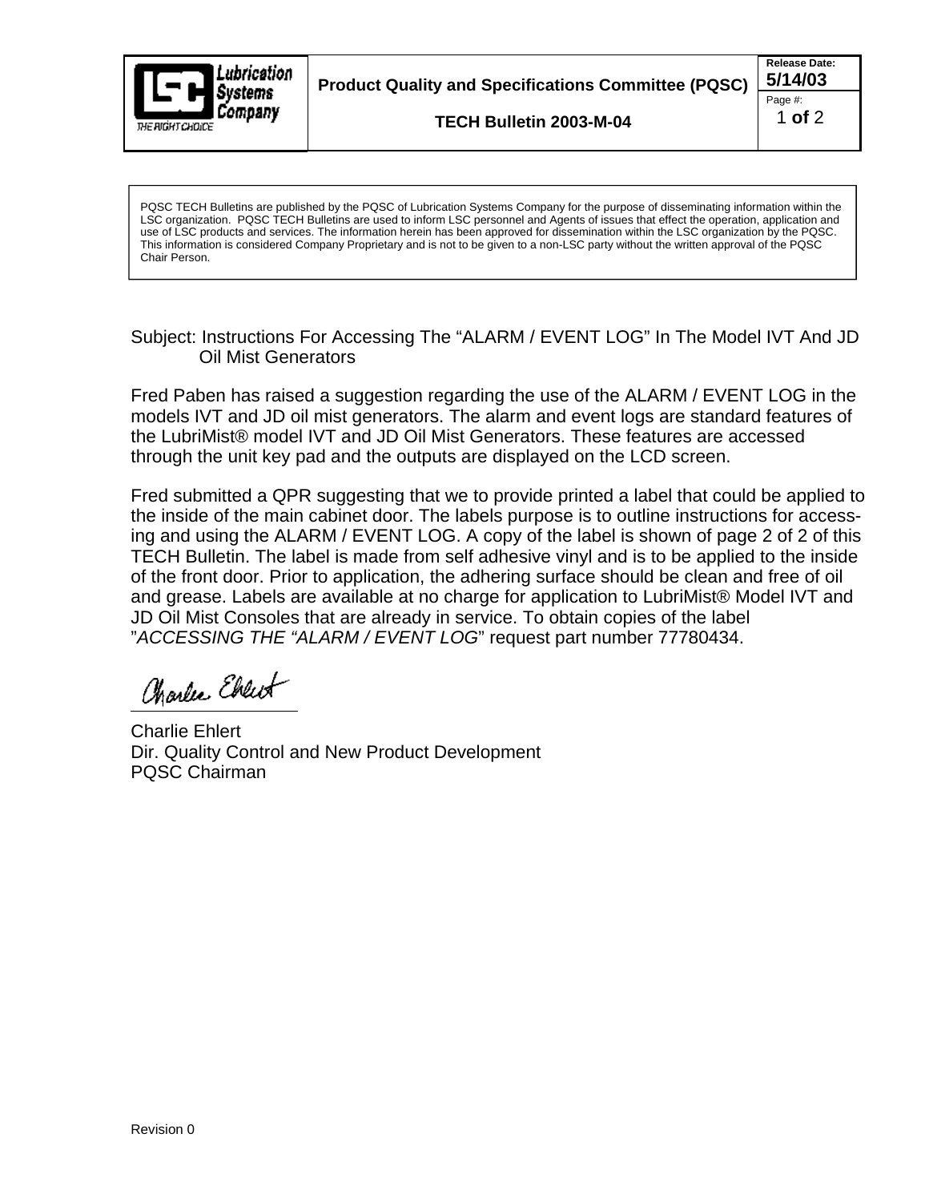**Lubrication Systems Company** — THE RIGHT CHOICE

**Product Quality and Specifications Committee (PQSC)**

**TECH Bulletin 2003-M-04**

**Release Date:** **5/14/03**

PQSC TECH Bulletins are published by the PQSC of Lubrication Systems Company for the purpose of disseminating information within the LSC organization. PQSC TECH Bulletins are used to inform LSC personnel and Agents of issues that effect the operation, application and use of LSC products and services. The information herein has been approved for dissemination within the LSC organization by the PQSC. This information is considered Company Proprietary and is not to be given to a non-LSC party without the written approval of the PQSC Chair Person.

Subject: Instructions For Accessing The "ALARM / EVENT LOG" In The Model IVT And JD Oil Mist Generators

Fred Paben has raised a suggestion regarding the use of the ALARM / EVENT LOG in the models IVT and JD oil mist generators. The alarm and event logs are standard features of the LubriMist® model IVT and JD Oil Mist Generators. These features are accessed through the unit key pad and the outputs are displayed on the LCD screen.

Fred submitted a QPR suggesting that we to provide printed a label that could be applied to the inside of the main cabinet door. The labels purpose is to outline instructions for accessing and using the ALARM / EVENT LOG. A copy of the label is shown of page 2 of 2 of this TECH Bulletin. The label is made from self adhesive vinyl and is to be applied to the inside of the front door. Prior to application, the adhering surface should be clean and free of oil and grease. Labels are available at no charge for application to LubriMist® Model IVT and JD Oil Mist Consoles that are already in service. To obtain copies of the label "*ACCESSING THE "ALARM / EVENT LOG*" request part number 77780434.

Charlie Ehlert
Dir. Quality Control and New Product Development
PQSC Chairman

Revision 0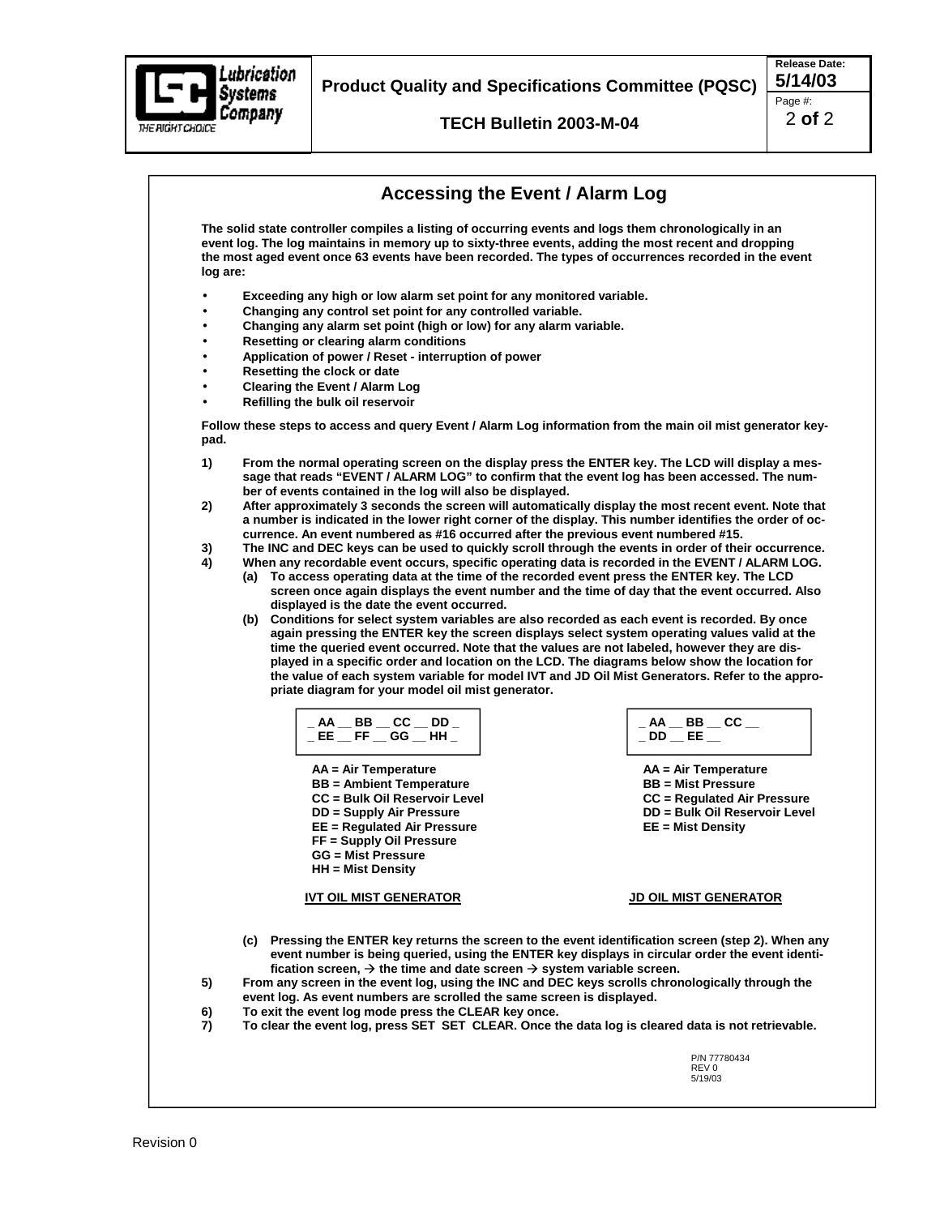## Accessing the Event / Alarm Log

**The solid state controller compiles a listing of occurring events and logs them chronologically in an event log. The log maintains in memory up to sixty-three events, adding the most recent and dropping the most aged event once 63 events have been recorded. The types of occurrences recorded in the event log are:**

- **Exceeding any high or low alarm set point for any monitored variable.**
- **Changing any control set point for any controlled variable.**
- **Changing any alarm set point (high or low) for any alarm variable.**
- **Resetting or clearing alarm conditions**
- **Application of power / Reset - interruption of power**
- **Resetting the clock or date**
- **Clearing the Event / Alarm Log**
- **Refilling the bulk oil reservoir**

**Follow these steps to access and query Event / Alarm Log information from the main oil mist generator key-pad.**

1) **From the normal operating screen on the display press the ENTER key. The LCD will display a message that reads "EVENT / ALARM LOG" to confirm that the event log has been accessed. The number of events contained in the log will also be displayed.**
2) **After approximately 3 seconds the screen will automatically display the most recent event. Note that a number is indicated in the lower right corner of the display. This number identifies the order of occurrence. An event numbered as #16 occurred after the previous event numbered #15.**
3) **The INC and DEC keys can be used to quickly scroll through the events in order of their occurrence.**
4) **When any recordable event occurs, specific operating data is recorded in the EVENT / ALARM LOG.**
   - **(a) To access operating data at the time of the recorded event press the ENTER key. The LCD screen once again displays the event number and the time of day that the event occurred. Also displayed is the date the event occurred.**
   - **(b) Conditions for select system variables are also recorded as each event is recorded. By once again pressing the ENTER key the screen displays select system operating values valid at the time the queried event occurred. Note that the values are not labeled, however they are displayed in a specific order and location on the LCD. The diagrams below show the location for the value of each system variable for model IVT and JD Oil Mist Generators. Refer to the appropriate diagram for your model oil mist generator.**

**IVT OIL MIST GENERATOR**

```
_ AA __ BB __ CC __ DD _
_ EE __ FF __ GG __ HH _
```

**AA = Air Temperature**
**BB = Ambient Temperature**
**CC = Bulk Oil Reservoir Level**
**DD = Supply Air Pressure**
**EE = Regulated Air Pressure**
**FF = Supply Oil Pressure**
**GG = Mist Pressure**
**HH = Mist Density**

**JD OIL MIST GENERATOR**

```
_ AA __ BB __ CC __
_ DD __ EE __
```

**AA = Air Temperature**
**BB = Mist Pressure**
**CC = Regulated Air Pressure**
**DD = Bulk Oil Reservoir Level**
**EE = Mist Density**

   - **(c) Pressing the ENTER key returns the screen to the event identification screen (step 2). When any event number is being queried, using the ENTER key displays in circular order the event identification screen, → the time and date screen → system variable screen.**

5) **From any screen in the event log, using the INC and DEC keys scrolls chronologically through the event log. As event numbers are scrolled the same screen is displayed.**
6) **To exit the event log mode press the CLEAR key once.**
7) **To clear the event log, press SET SET CLEAR. Once the data log is cleared data is not retrievable.**

P/N 77780434
REV 0
5/19/03